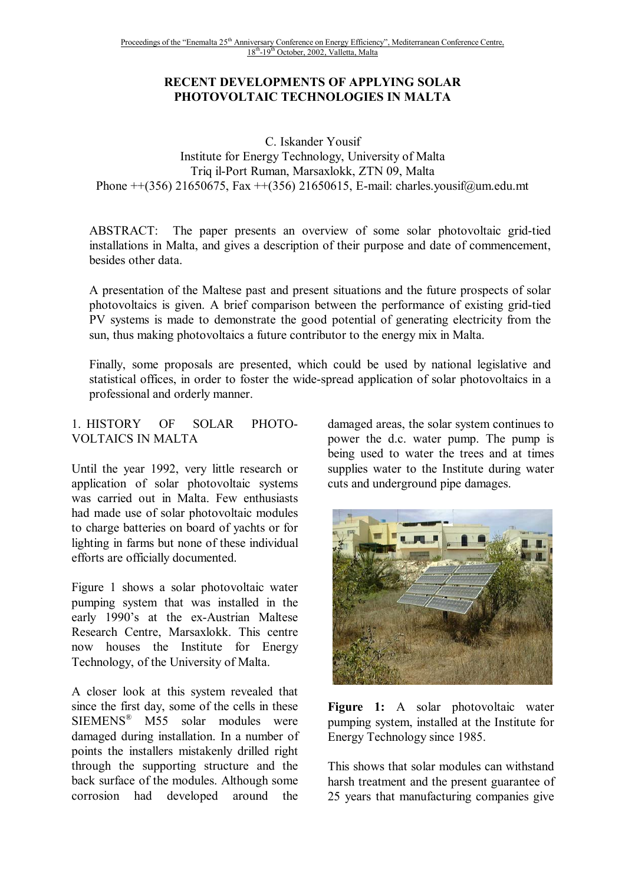# RECENT DEVELOPMENTS OF APPLYING SOLAR PHOTOVOLTAIC TECHNOLOGIES IN MALTA

C. Iskander Yousif
Institute for Energy Technology, University of Malta
Triq il-Port Ruman, Marsaxlokk, ZTN 09, Malta
Phone ++(356) 21650675, Fax ++(356) 21650615, E-mail: charles.yousif@um.edu.mt

ABSTRACT: The paper presents an overview of some solar photovoltaic grid-tied installations in Malta, and gives a description of their purpose and date of commencement, besides other data.

A presentation of the Maltese past and present situations and the future prospects of solar photovoltaics is given. A brief comparison between the performance of existing grid-tied PV systems is made to demonstrate the good potential of generating electricity from the sun, thus making photovoltaics a future contributor to the energy mix in Malta.

Finally, some proposals are presented, which could be used by national legislative and statistical offices, in order to foster the wide-spread application of solar photovoltaics in a professional and orderly manner.

## 1. HISTORY OF SOLAR PHOTOVOLTAICS IN MALTA

Until the year 1992, very little research or application of solar photovoltaic systems was carried out in Malta. Few enthusiasts had made use of solar photovoltaic modules to charge batteries on board of yachts or for lighting in farms but none of these individual efforts are officially documented.

Figure 1 shows a solar photovoltaic water pumping system that was installed in the early 1990's at the ex-Austrian Maltese Research Centre, Marsaxlokk. This centre now houses the Institute for Energy Technology, of the University of Malta.

A closer look at this system revealed that since the first day, some of the cells in these SIEMENS® M55 solar modules were damaged during installation. In a number of points the installers mistakenly drilled right through the supporting structure and the back surface of the modules. Although some corrosion had developed around the damaged areas, the solar system continues to power the d.c. water pump. The pump is being used to water the trees and at times supplies water to the Institute during water cuts and underground pipe damages.

**Figure 1:** A solar photovoltaic water pumping system, installed at the Institute for Energy Technology since 1985.

This shows that solar modules can withstand harsh treatment and the present guarantee of 25 years that manufacturing companies give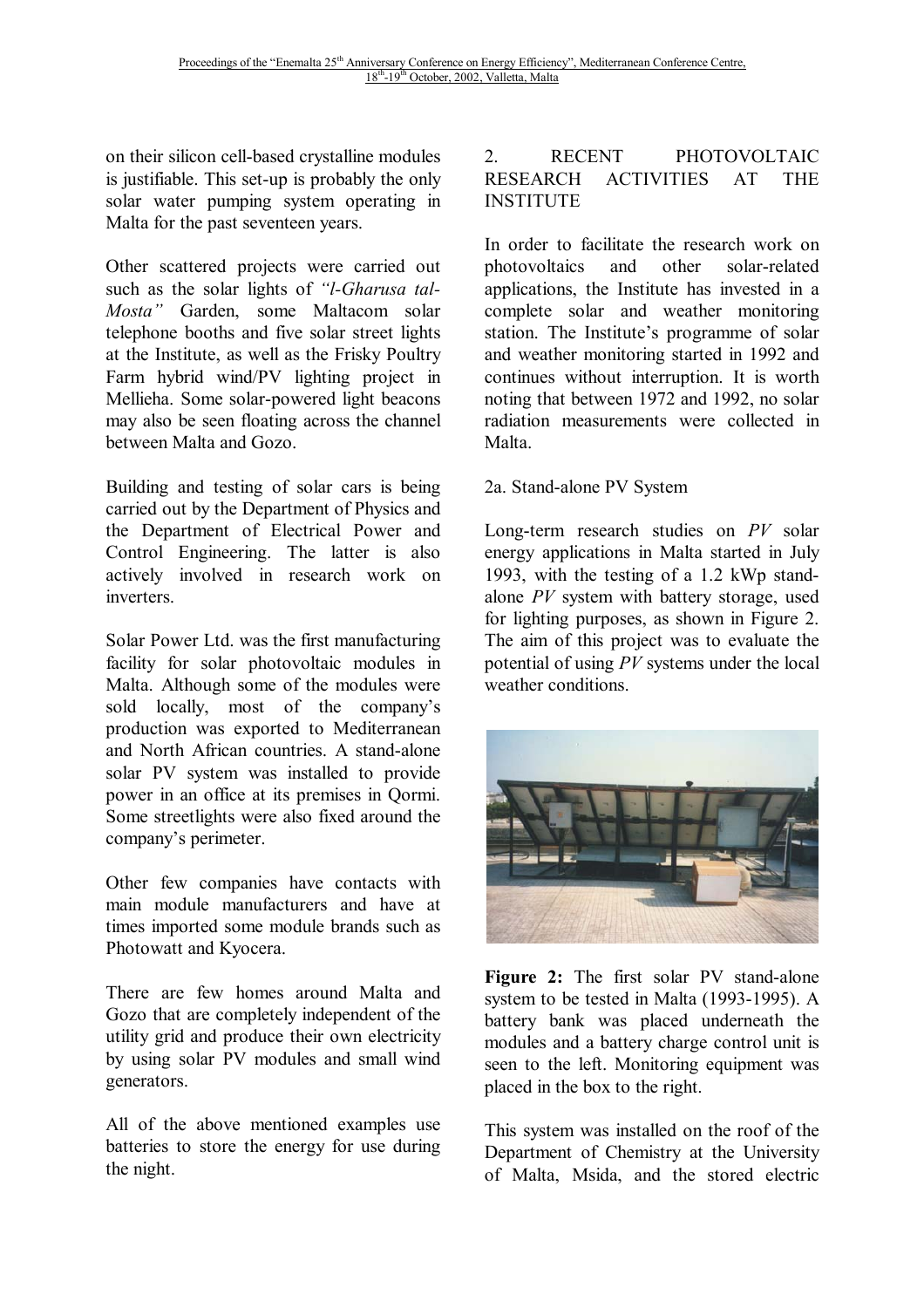on their silicon cell-based crystalline modules is justifiable. This set-up is probably the only solar water pumping system operating in Malta for the past seventeen years.

Other scattered projects were carried out such as the solar lights of *"l-Gharusa tal-Mosta"* Garden, some Maltacom solar telephone booths and five solar street lights at the Institute, as well as the Frisky Poultry Farm hybrid wind/PV lighting project in Mellieha. Some solar-powered light beacons may also be seen floating across the channel between Malta and Gozo.

Building and testing of solar cars is being carried out by the Department of Physics and the Department of Electrical Power and Control Engineering. The latter is also actively involved in research work on inverters.

Solar Power Ltd. was the first manufacturing facility for solar photovoltaic modules in Malta. Although some of the modules were sold locally, most of the company's production was exported to Mediterranean and North African countries. A stand-alone solar PV system was installed to provide power in an office at its premises in Qormi. Some streetlights were also fixed around the company's perimeter.

Other few companies have contacts with main module manufacturers and have at times imported some module brands such as Photowatt and Kyocera.

There are few homes around Malta and Gozo that are completely independent of the utility grid and produce their own electricity by using solar PV modules and small wind generators.

All of the above mentioned examples use batteries to store the energy for use during the night.

## 2. RECENT PHOTOVOLTAIC RESEARCH ACTIVITIES AT THE INSTITUTE

In order to facilitate the research work on photovoltaics and other solar-related applications, the Institute has invested in a complete solar and weather monitoring station. The Institute's programme of solar and weather monitoring started in 1992 and continues without interruption. It is worth noting that between 1972 and 1992, no solar radiation measurements were collected in Malta.

### 2a. Stand-alone PV System

Long-term research studies on *PV* solar energy applications in Malta started in July 1993, with the testing of a 1.2 kWp stand-alone *PV* system with battery storage, used for lighting purposes, as shown in Figure 2. The aim of this project was to evaluate the potential of using *PV* systems under the local weather conditions.

**Figure 2:** The first solar PV stand-alone system to be tested in Malta (1993-1995). A battery bank was placed underneath the modules and a battery charge control unit is seen to the left. Monitoring equipment was placed in the box to the right.

This system was installed on the roof of the Department of Chemistry at the University of Malta, Msida, and the stored electric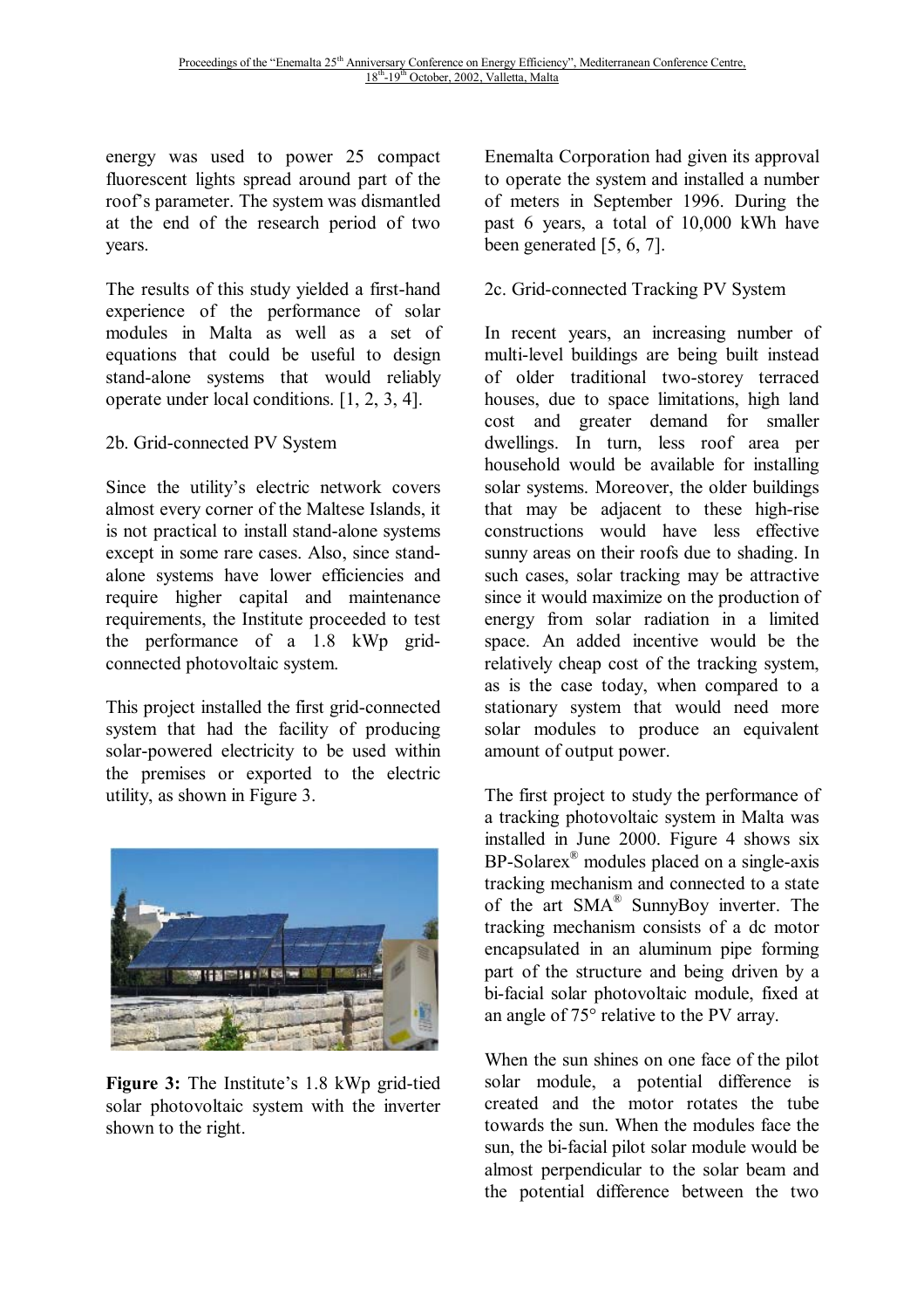energy was used to power 25 compact fluorescent lights spread around part of the roof's parameter. The system was dismantled at the end of the research period of two years.

The results of this study yielded a first-hand experience of the performance of solar modules in Malta as well as a set of equations that could be useful to design stand-alone systems that would reliably operate under local conditions. [1, 2, 3, 4].

2b. Grid-connected PV System

Since the utility's electric network covers almost every corner of the Maltese Islands, it is not practical to install stand-alone systems except in some rare cases. Also, since stand-alone systems have lower efficiencies and require higher capital and maintenance requirements, the Institute proceeded to test the performance of a 1.8 kWp grid-connected photovoltaic system.

This project installed the first grid-connected system that had the facility of producing solar-powered electricity to be used within the premises or exported to the electric utility, as shown in Figure 3.

**Figure 3:** The Institute's 1.8 kWp grid-tied solar photovoltaic system with the inverter shown to the right.

Enemalta Corporation had given its approval to operate the system and installed a number of meters in September 1996. During the past 6 years, a total of 10,000 kWh have been generated [5, 6, 7].

2c. Grid-connected Tracking PV System

In recent years, an increasing number of multi-level buildings are being built instead of older traditional two-storey terraced houses, due to space limitations, high land cost and greater demand for smaller dwellings. In turn, less roof area per household would be available for installing solar systems. Moreover, the older buildings that may be adjacent to these high-rise constructions would have less effective sunny areas on their roofs due to shading. In such cases, solar tracking may be attractive since it would maximize on the production of energy from solar radiation in a limited space. An added incentive would be the relatively cheap cost of the tracking system, as is the case today, when compared to a stationary system that would need more solar modules to produce an equivalent amount of output power.

The first project to study the performance of a tracking photovoltaic system in Malta was installed in June 2000. Figure 4 shows six BP-Solarex® modules placed on a single-axis tracking mechanism and connected to a state of the art SMA® SunnyBoy inverter. The tracking mechanism consists of a dc motor encapsulated in an aluminum pipe forming part of the structure and being driven by a bi-facial solar photovoltaic module, fixed at an angle of 75° relative to the PV array.

When the sun shines on one face of the pilot solar module, a potential difference is created and the motor rotates the tube towards the sun. When the modules face the sun, the bi-facial pilot solar module would be almost perpendicular to the solar beam and the potential difference between the two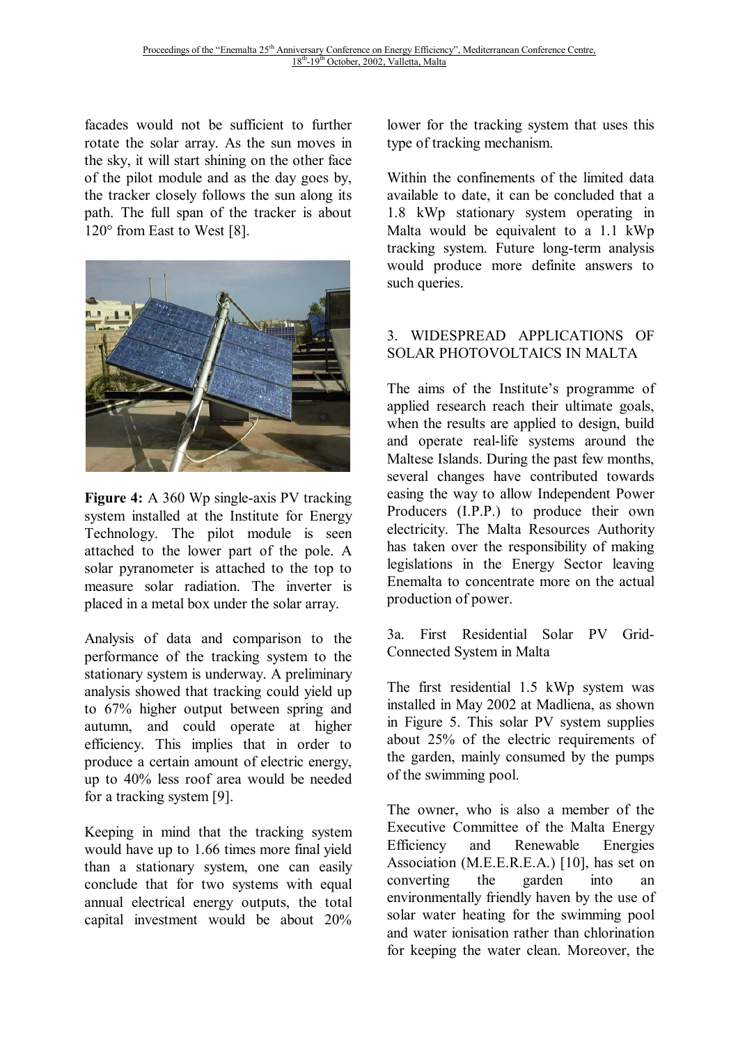facades would not be sufficient to further rotate the solar array. As the sun moves in the sky, it will start shining on the other face of the pilot module and as the day goes by, the tracker closely follows the sun along its path. The full span of the tracker is about 120° from East to West [8].

**Figure 4:** A 360 Wp single-axis PV tracking system installed at the Institute for Energy Technology. The pilot module is seen attached to the lower part of the pole. A solar pyranometer is attached to the top to measure solar radiation. The inverter is placed in a metal box under the solar array.

Analysis of data and comparison to the performance of the tracking system to the stationary system is underway. A preliminary analysis showed that tracking could yield up to 67% higher output between spring and autumn, and could operate at higher efficiency. This implies that in order to produce a certain amount of electric energy, up to 40% less roof area would be needed for a tracking system [9].

Keeping in mind that the tracking system would have up to 1.66 times more final yield than a stationary system, one can easily conclude that for two systems with equal annual electrical energy outputs, the total capital investment would be about 20% lower for the tracking system that uses this type of tracking mechanism.

Within the confinements of the limited data available to date, it can be concluded that a 1.8 kWp stationary system operating in Malta would be equivalent to a 1.1 kWp tracking system. Future long-term analysis would produce more definite answers to such queries.

## 3. WIDESPREAD APPLICATIONS OF SOLAR PHOTOVOLTAICS IN MALTA

The aims of the Institute's programme of applied research reach their ultimate goals, when the results are applied to design, build and operate real-life systems around the Maltese Islands. During the past few months, several changes have contributed towards easing the way to allow Independent Power Producers (I.P.P.) to produce their own electricity. The Malta Resources Authority has taken over the responsibility of making legislations in the Energy Sector leaving Enemalta to concentrate more on the actual production of power.

### 3a. First Residential Solar PV Grid-Connected System in Malta

The first residential 1.5 kWp system was installed in May 2002 at Madliena, as shown in Figure 5. This solar PV system supplies about 25% of the electric requirements of the garden, mainly consumed by the pumps of the swimming pool.

The owner, who is also a member of the Executive Committee of the Malta Energy Efficiency and Renewable Energies Association (M.E.E.R.E.A.) [10], has set on converting the garden into an environmentally friendly haven by the use of solar water heating for the swimming pool and water ionisation rather than chlorination for keeping the water clean. Moreover, the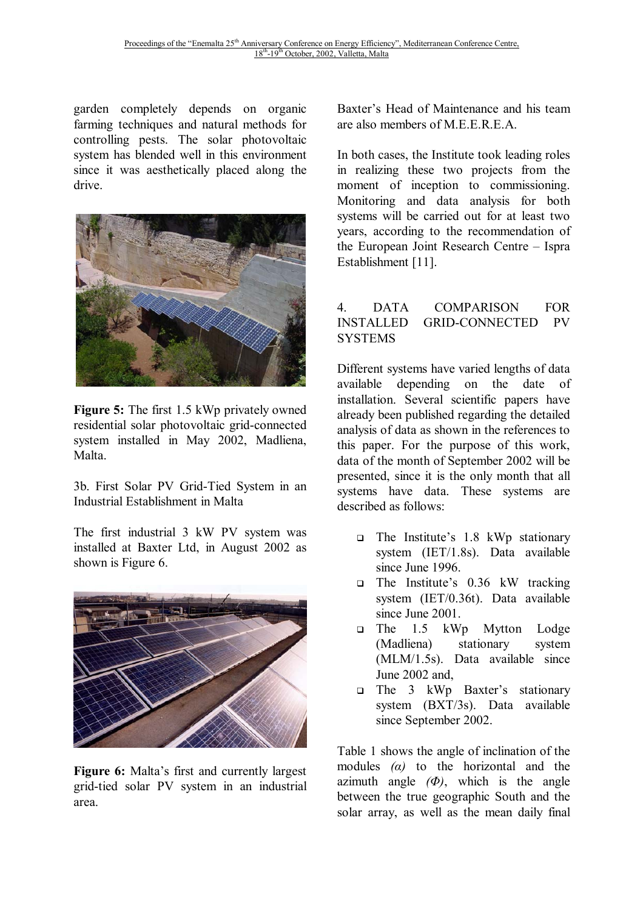garden completely depends on organic farming techniques and natural methods for controlling pests. The solar photovoltaic system has blended well in this environment since it was aesthetically placed along the drive.

**Figure 5:** The first 1.5 kWp privately owned residential solar photovoltaic grid-connected system installed in May 2002, Madliena, Malta.

3b. First Solar PV Grid-Tied System in an Industrial Establishment in Malta

The first industrial 3 kW PV system was installed at Baxter Ltd, in August 2002 as shown is Figure 6.

**Figure 6:** Malta's first and currently largest grid-tied solar PV system in an industrial area.

Baxter's Head of Maintenance and his team are also members of M.E.E.R.E.A.

In both cases, the Institute took leading roles in realizing these two projects from the moment of inception to commissioning. Monitoring and data analysis for both systems will be carried out for at least two years, according to the recommendation of the European Joint Research Centre – Ispra Establishment [11].

## 4. DATA COMPARISON FOR INSTALLED GRID-CONNECTED PV SYSTEMS

Different systems have varied lengths of data available depending on the date of installation. Several scientific papers have already been published regarding the detailed analysis of data as shown in the references to this paper. For the purpose of this work, data of the month of September 2002 will be presented, since it is the only month that all systems have data. These systems are described as follows:

- The Institute's 1.8 kWp stationary system (IET/1.8s). Data available since June 1996.
- The Institute's 0.36 kW tracking system (IET/0.36t). Data available since June 2001.
- The 1.5 kWp Mytton Lodge (Madliena) stationary system (MLM/1.5s). Data available since June 2002 and,
- The 3 kWp Baxter's stationary system (BXT/3s). Data available since September 2002.

Table 1 shows the angle of inclination of the modules *(α)* to the horizontal and the azimuth angle *(Φ)*, which is the angle between the true geographic South and the solar array, as well as the mean daily final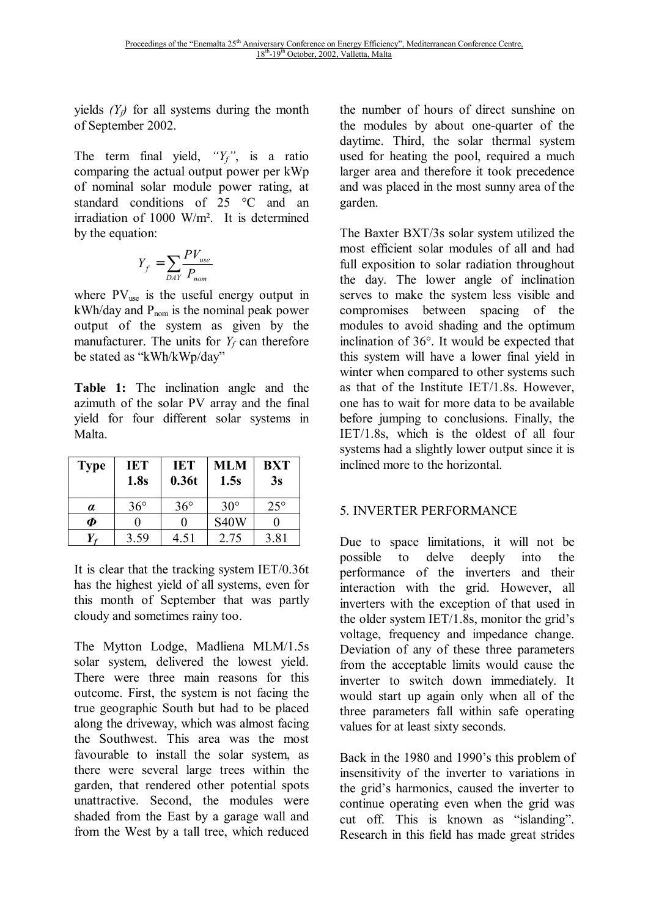yields $(Y_f)$ for all systems during the month of September 2002.

The term final yield, *"$Y_f$"*, is a ratio comparing the actual output power per kWp of nominal solar module power rating, at standard conditions of 25 °C and an irradiation of 1000 W/m². It is determined by the equation:

$$Y_f = \sum_{DAY} \frac{PV_{use}}{P_{nom}}$$

where $PV_{use}$ is the useful energy output in kWh/day and $P_{nom}$ is the nominal peak power output of the system as given by the manufacturer. The units for $Y_f$ can therefore be stated as "kWh/kWp/day"

**Table 1:** The inclination angle and the azimuth of the solar PV array and the final yield for four different solar systems in Malta.

| Type | IET 1.8s | IET 0.36t | MLM 1.5s | BXT 3s |
|---|---|---|---|---|
| $\alpha$ | 36° | 36° | 30° | 25° |
| $\Phi$ | 0 | 0 | S40W | 0 |
| $Y_f$ | 3.59 | 4.51 | 2.75 | 3.81 |

It is clear that the tracking system IET/0.36t has the highest yield of all systems, even for this month of September that was partly cloudy and sometimes rainy too.

The Mytton Lodge, Madliena MLM/1.5s solar system, delivered the lowest yield. There were three main reasons for this outcome. First, the system is not facing the true geographic South but had to be placed along the driveway, which was almost facing the Southwest. This area was the most favourable to install the solar system, as there were several large trees within the garden, that rendered other potential spots unattractive. Second, the modules were shaded from the East by a garage wall and from the West by a tall tree, which reduced the number of hours of direct sunshine on the modules by about one-quarter of the daytime. Third, the solar thermal system used for heating the pool, required a much larger area and therefore it took precedence and was placed in the most sunny area of the garden.

The Baxter BXT/3s solar system utilized the most efficient solar modules of all and had full exposition to solar radiation throughout the day. The lower angle of inclination serves to make the system less visible and compromises between spacing of the modules to avoid shading and the optimum inclination of 36°. It would be expected that this system will have a lower final yield in winter when compared to other systems such as that of the Institute IET/1.8s. However, one has to wait for more data to be available before jumping to conclusions. Finally, the IET/1.8s, which is the oldest of all four systems had a slightly lower output since it is inclined more to the horizontal.

## 5. INVERTER PERFORMANCE

Due to space limitations, it will not be possible to delve deeply into the performance of the inverters and their interaction with the grid. However, all inverters with the exception of that used in the older system IET/1.8s, monitor the grid's voltage, frequency and impedance change. Deviation of any of these three parameters from the acceptable limits would cause the inverter to switch down immediately. It would start up again only when all of the three parameters fall within safe operating values for at least sixty seconds.

Back in the 1980 and 1990's this problem of insensitivity of the inverter to variations in the grid's harmonics, caused the inverter to continue operating even when the grid was cut off. This is known as "islanding". Research in this field has made great strides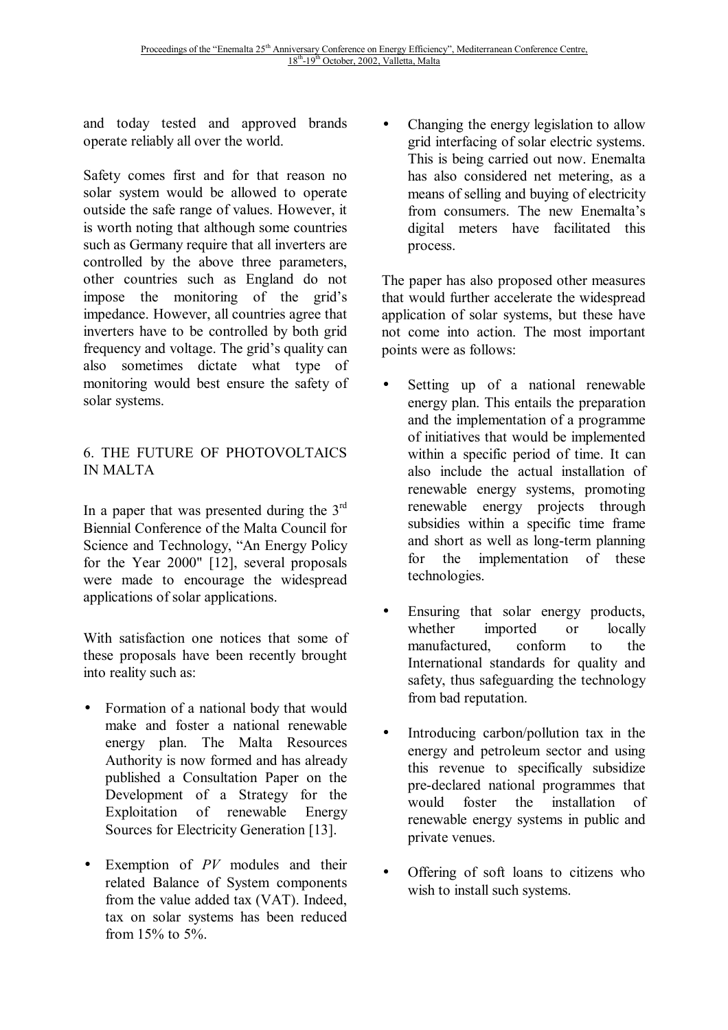and today tested and approved brands operate reliably all over the world.

Safety comes first and for that reason no solar system would be allowed to operate outside the safe range of values. However, it is worth noting that although some countries such as Germany require that all inverters are controlled by the above three parameters, other countries such as England do not impose the monitoring of the grid's impedance. However, all countries agree that inverters have to be controlled by both grid frequency and voltage. The grid's quality can also sometimes dictate what type of monitoring would best ensure the safety of solar systems.

## 6. THE FUTURE OF PHOTOVOLTAICS IN MALTA

In a paper that was presented during the 3rd Biennial Conference of the Malta Council for Science and Technology, "An Energy Policy for the Year 2000" [12], several proposals were made to encourage the widespread applications of solar applications.

With satisfaction one notices that some of these proposals have been recently brought into reality such as:

- Formation of a national body that would make and foster a national renewable energy plan. The Malta Resources Authority is now formed and has already published a Consultation Paper on the Development of a Strategy for the Exploitation of renewable Energy Sources for Electricity Generation [13].
- Exemption of *PV* modules and their related Balance of System components from the value added tax (VAT). Indeed, tax on solar systems has been reduced from 15% to 5%.
- Changing the energy legislation to allow grid interfacing of solar electric systems. This is being carried out now. Enemalta has also considered net metering, as a means of selling and buying of electricity from consumers. The new Enemalta's digital meters have facilitated this process.

The paper has also proposed other measures that would further accelerate the widespread application of solar systems, but these have not come into action. The most important points were as follows:

- Setting up of a national renewable energy plan. This entails the preparation and the implementation of a programme of initiatives that would be implemented within a specific period of time. It can also include the actual installation of renewable energy systems, promoting renewable energy projects through subsidies within a specific time frame and short as well as long-term planning for the implementation of these technologies.
- Ensuring that solar energy products, whether imported or locally manufactured, conform to the International standards for quality and safety, thus safeguarding the technology from bad reputation.
- Introducing carbon/pollution tax in the energy and petroleum sector and using this revenue to specifically subsidize pre-declared national programmes that would foster the installation of renewable energy systems in public and private venues.
- Offering of soft loans to citizens who wish to install such systems.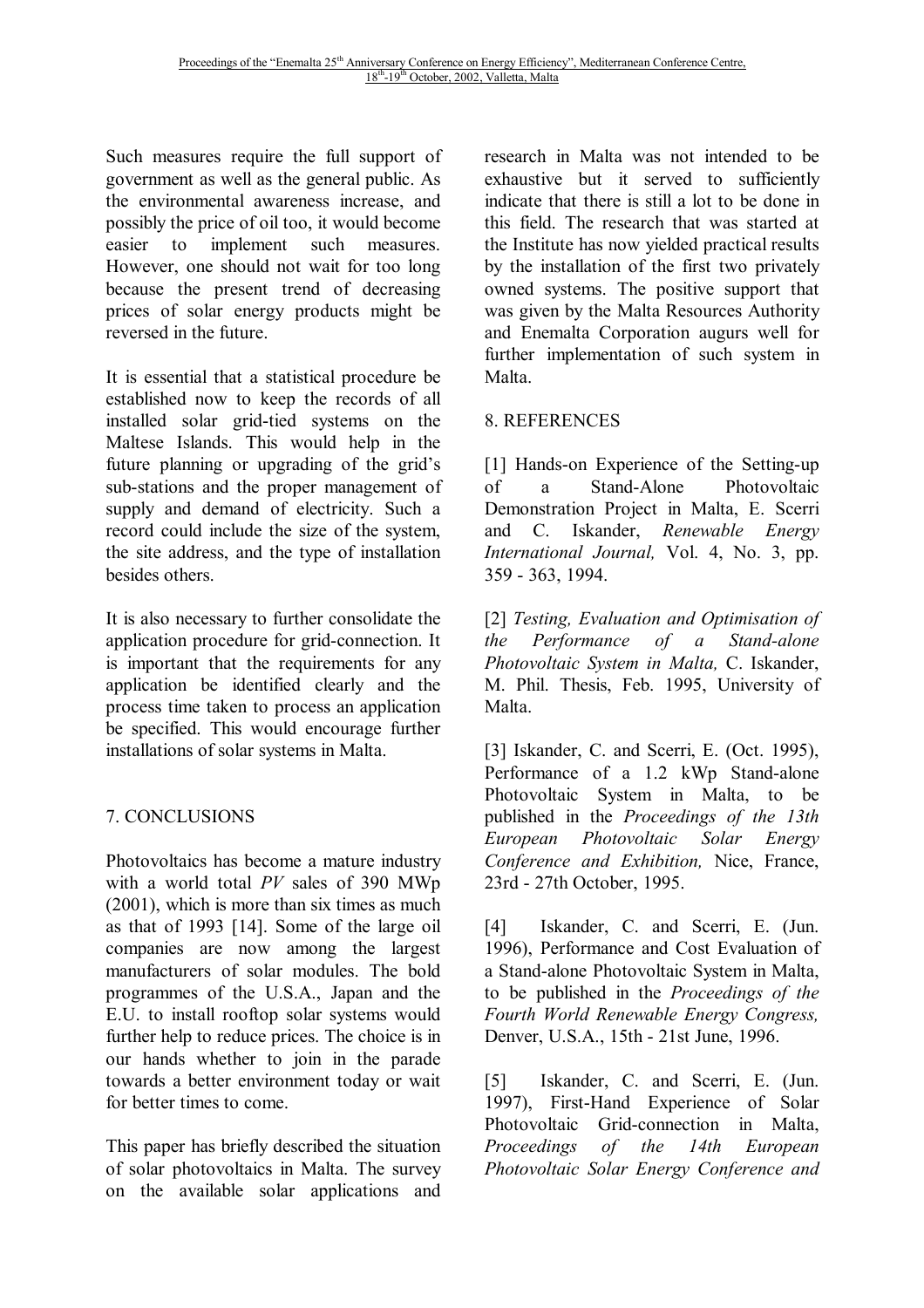Such measures require the full support of government as well as the general public. As the environmental awareness increase, and possibly the price of oil too, it would become easier to implement such measures. However, one should not wait for too long because the present trend of decreasing prices of solar energy products might be reversed in the future.

It is essential that a statistical procedure be established now to keep the records of all installed solar grid-tied systems on the Maltese Islands. This would help in the future planning or upgrading of the grid's sub-stations and the proper management of supply and demand of electricity. Such a record could include the size of the system, the site address, and the type of installation besides others.

It is also necessary to further consolidate the application procedure for grid-connection. It is important that the requirements for any application be identified clearly and the process time taken to process an application be specified. This would encourage further installations of solar systems in Malta.

## 7. CONCLUSIONS

Photovoltaics has become a mature industry with a world total *PV* sales of 390 MWp (2001), which is more than six times as much as that of 1993 [14]. Some of the large oil companies are now among the largest manufacturers of solar modules. The bold programmes of the U.S.A., Japan and the E.U. to install rooftop solar systems would further help to reduce prices. The choice is in our hands whether to join in the parade towards a better environment today or wait for better times to come.

This paper has briefly described the situation of solar photovoltaics in Malta. The survey on the available solar applications and research in Malta was not intended to be exhaustive but it served to sufficiently indicate that there is still a lot to be done in this field. The research that was started at the Institute has now yielded practical results by the installation of the first two privately owned systems. The positive support that was given by the Malta Resources Authority and Enemalta Corporation augurs well for further implementation of such system in Malta.

## 8. REFERENCES

[1] Hands-on Experience of the Setting-up of a Stand-Alone Photovoltaic Demonstration Project in Malta, E. Scerri and C. Iskander, *Renewable Energy International Journal,* Vol. 4, No. 3, pp. 359 - 363, 1994.

[2] *Testing, Evaluation and Optimisation of the Performance of a Stand-alone Photovoltaic System in Malta,* C. Iskander, M. Phil. Thesis, Feb. 1995, University of Malta.

[3] Iskander, C. and Scerri, E. (Oct. 1995), Performance of a 1.2 kWp Stand-alone Photovoltaic System in Malta, to be published in the *Proceedings of the 13th European Photovoltaic Solar Energy Conference and Exhibition,* Nice, France, 23rd - 27th October, 1995.

[4] Iskander, C. and Scerri, E. (Jun. 1996), Performance and Cost Evaluation of a Stand-alone Photovoltaic System in Malta, to be published in the *Proceedings of the Fourth World Renewable Energy Congress,* Denver, U.S.A., 15th - 21st June, 1996.

[5] Iskander, C. and Scerri, E. (Jun. 1997), First-Hand Experience of Solar Photovoltaic Grid-connection in Malta, *Proceedings of the 14th European Photovoltaic Solar Energy Conference and*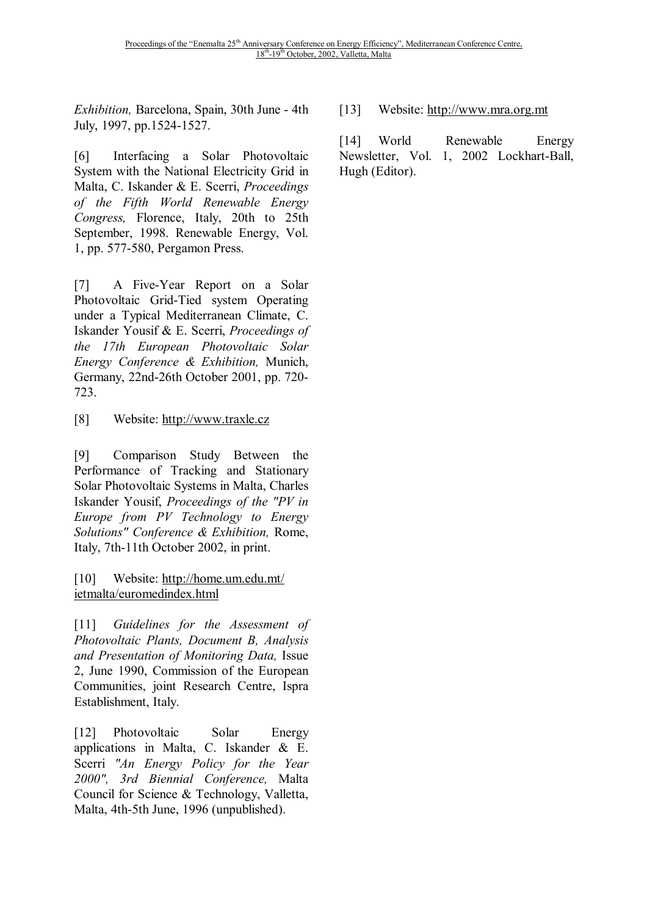*Exhibition,* Barcelona, Spain, 30th June - 4th July, 1997, pp.1524-1527.

[6] Interfacing a Solar Photovoltaic System with the National Electricity Grid in Malta, C. Iskander & E. Scerri, *Proceedings of the Fifth World Renewable Energy Congress,* Florence, Italy, 20th to 25th September, 1998. Renewable Energy, Vol. 1, pp. 577-580, Pergamon Press.

[7] A Five-Year Report on a Solar Photovoltaic Grid-Tied system Operating under a Typical Mediterranean Climate, C. Iskander Yousif & E. Scerri, *Proceedings of the 17th European Photovoltaic Solar Energy Conference & Exhibition,* Munich, Germany, 22nd-26th October 2001, pp. 720-723.

[8] Website: http://www.traxle.cz

[9] Comparison Study Between the Performance of Tracking and Stationary Solar Photovoltaic Systems in Malta, Charles Iskander Yousif, *Proceedings of the "PV in Europe from PV Technology to Energy Solutions" Conference & Exhibition,* Rome, Italy, 7th-11th October 2002, in print.

[10] Website: http://home.um.edu.mt/ietmalta/euromedindex.html

[11] *Guidelines for the Assessment of Photovoltaic Plants, Document B, Analysis and Presentation of Monitoring Data,* Issue 2, June 1990, Commission of the European Communities, joint Research Centre, Ispra Establishment, Italy.

[12] Photovoltaic Solar Energy applications in Malta, C. Iskander & E. Scerri *"An Energy Policy for the Year 2000", 3rd Biennial Conference,* Malta Council for Science & Technology, Valletta, Malta, 4th-5th June, 1996 (unpublished).

[13] Website: http://www.mra.org.mt

[14] World Renewable Energy Newsletter, Vol. 1, 2002 Lockhart-Ball, Hugh (Editor).